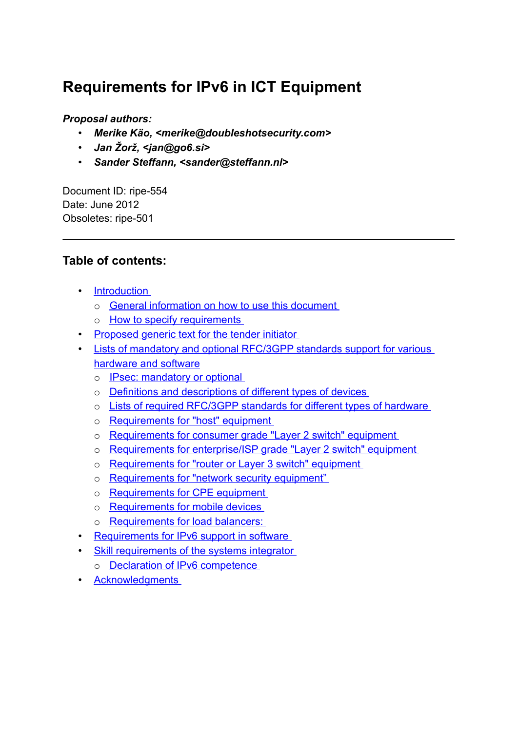# Requirements for IPv6 in ICT Equipment

***Proposal authors:***

- ***Merike Käo, <merike@doubleshotsecurity.com>***
- ***Jan Žorž, <jan@go6.si>***
- ***Sander Steffann, <sander@steffann.nl>***

Document ID: ripe-554
Date: June 2012
Obsoletes: ripe-501

---

## Table of contents:

- Introduction
  - General information on how to use this document
  - How to specify requirements
- Proposed generic text for the tender initiator
- Lists of mandatory and optional RFC/3GPP standards support for various hardware and software
  - IPsec: mandatory or optional
  - Definitions and descriptions of different types of devices
  - Lists of required RFC/3GPP standards for different types of hardware
  - Requirements for "host" equipment
  - Requirements for consumer grade "Layer 2 switch" equipment
  - Requirements for enterprise/ISP grade "Layer 2 switch" equipment
  - Requirements for "router or Layer 3 switch" equipment
  - Requirements for "network security equipment"
  - Requirements for CPE equipment
  - Requirements for mobile devices
  - Requirements for load balancers:
- Requirements for IPv6 support in software
- Skill requirements of the systems integrator
  - Declaration of IPv6 competence
- Acknowledgments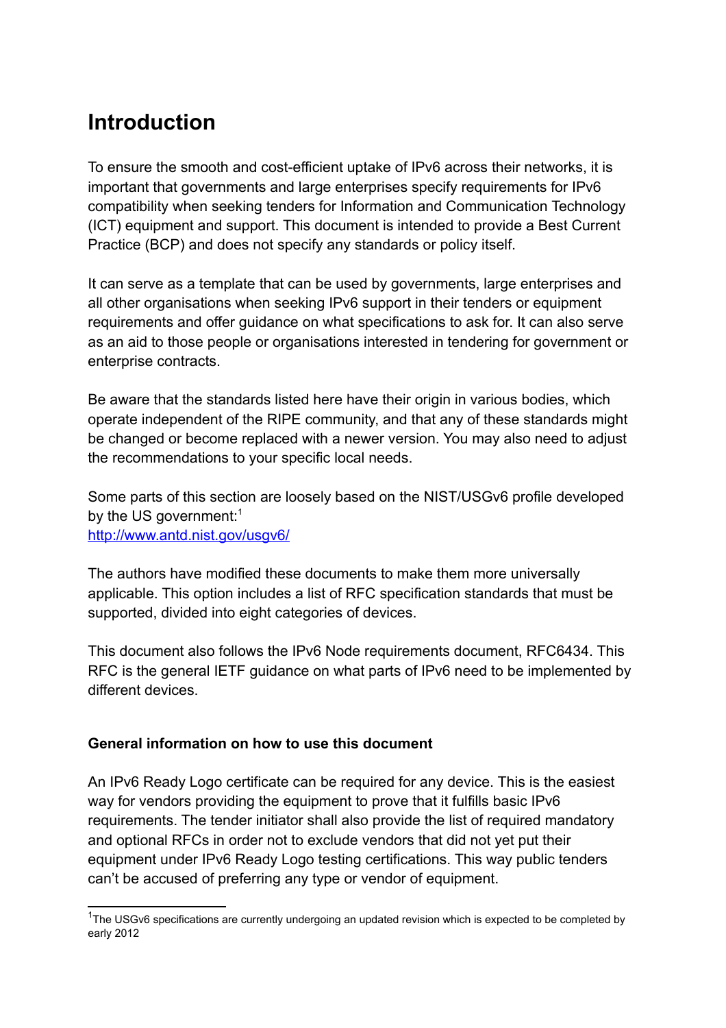# Introduction

To ensure the smooth and cost-efficient uptake of IPv6 across their networks, it is important that governments and large enterprises specify requirements for IPv6 compatibility when seeking tenders for Information and Communication Technology (ICT) equipment and support. This document is intended to provide a Best Current Practice (BCP) and does not specify any standards or policy itself.

It can serve as a template that can be used by governments, large enterprises and all other organisations when seeking IPv6 support in their tenders or equipment requirements and offer guidance on what specifications to ask for. It can also serve as an aid to those people or organisations interested in tendering for government or enterprise contracts.

Be aware that the standards listed here have their origin in various bodies, which operate independent of the RIPE community, and that any of these standards might be changed or become replaced with a newer version. You may also need to adjust the recommendations to your specific local needs.

Some parts of this section are loosely based on the NIST/USGv6 profile developed by the US government:[1]
[http://www.antd.nist.gov/usgv6/](http://www.antd.nist.gov/usgv6/)

The authors have modified these documents to make them more universally applicable. This option includes a list of RFC specification standards that must be supported, divided into eight categories of devices.

This document also follows the IPv6 Node requirements document, RFC6434. This RFC is the general IETF guidance on what parts of IPv6 need to be implemented by different devices.

### General information on how to use this document

An IPv6 Ready Logo certificate can be required for any device. This is the easiest way for vendors providing the equipment to prove that it fulfills basic IPv6 requirements. The tender initiator shall also provide the list of required mandatory and optional RFCs in order not to exclude vendors that did not yet put their equipment under IPv6 Ready Logo testing certifications. This way public tenders can't be accused of preferring any type or vendor of equipment.

---

[1] The USGv6 specifications are currently undergoing an updated revision which is expected to be completed by early 2012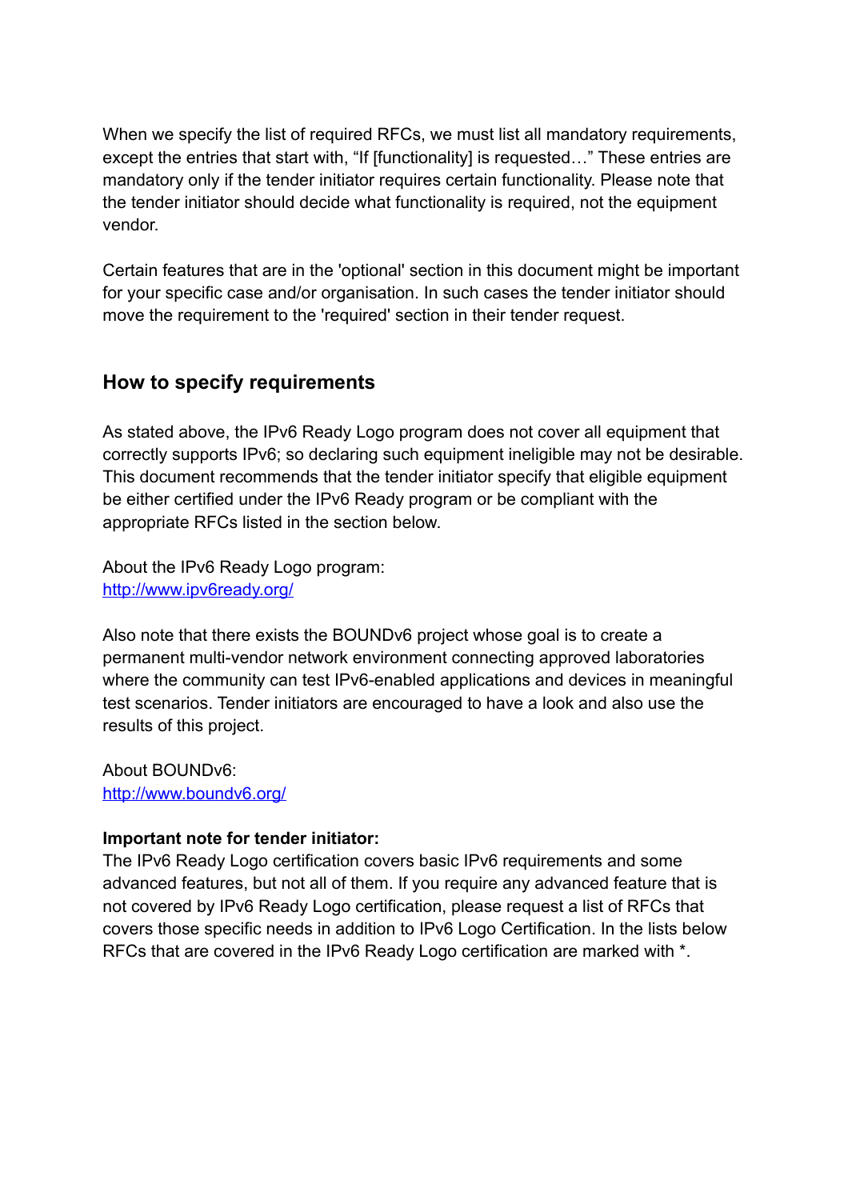When we specify the list of required RFCs, we must list all mandatory requirements, except the entries that start with, “If [functionality] is requested…” These entries are mandatory only if the tender initiator requires certain functionality. Please note that the tender initiator should decide what functionality is required, not the equipment vendor.

Certain features that are in the 'optional' section in this document might be important for your specific case and/or organisation. In such cases the tender initiator should move the requirement to the 'required' section in their tender request.

## How to specify requirements

As stated above, the IPv6 Ready Logo program does not cover all equipment that correctly supports IPv6; so declaring such equipment ineligible may not be desirable. This document recommends that the tender initiator specify that eligible equipment be either certified under the IPv6 Ready program or be compliant with the appropriate RFCs listed in the section below.

About the IPv6 Ready Logo program:
[http://www.ipv6ready.org/](http://www.ipv6ready.org/)

Also note that there exists the BOUNDv6 project whose goal is to create a permanent multi-vendor network environment connecting approved laboratories where the community can test IPv6-enabled applications and devices in meaningful test scenarios. Tender initiators are encouraged to have a look and also use the results of this project.

About BOUNDv6:
[http://www.boundv6.org/](http://www.boundv6.org/)

**Important note for tender initiator:**
The IPv6 Ready Logo certification covers basic IPv6 requirements and some advanced features, but not all of them. If you require any advanced feature that is not covered by IPv6 Ready Logo certification, please request a list of RFCs that covers those specific needs in addition to IPv6 Logo Certification. In the lists below RFCs that are covered in the IPv6 Ready Logo certification are marked with *.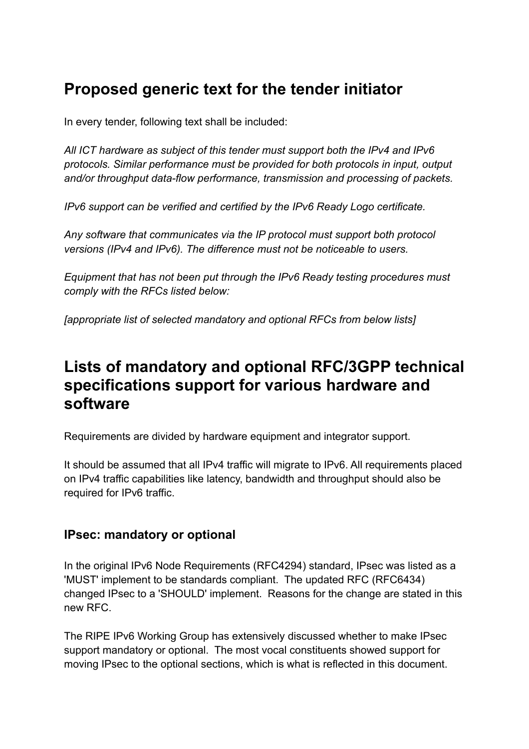## Proposed generic text for the tender initiator

In every tender, following text shall be included:

*All ICT hardware as subject of this tender must support both the IPv4 and IPv6 protocols. Similar performance must be provided for both protocols in input, output and/or throughput data-flow performance, transmission and processing of packets.*

*IPv6 support can be verified and certified by the IPv6 Ready Logo certificate.*

*Any software that communicates via the IP protocol must support both protocol versions (IPv4 and IPv6). The difference must not be noticeable to users.*

*Equipment that has not been put through the IPv6 Ready testing procedures must comply with the RFCs listed below:*

*[appropriate list of selected mandatory and optional RFCs from below lists]*

## Lists of mandatory and optional RFC/3GPP technical specifications support for various hardware and software

Requirements are divided by hardware equipment and integrator support.

It should be assumed that all IPv4 traffic will migrate to IPv6. All requirements placed on IPv4 traffic capabilities like latency, bandwidth and throughput should also be required for IPv6 traffic.

### IPsec: mandatory or optional

In the original IPv6 Node Requirements (RFC4294) standard, IPsec was listed as a 'MUST' implement to be standards compliant. The updated RFC (RFC6434) changed IPsec to a 'SHOULD' implement. Reasons for the change are stated in this new RFC.

The RIPE IPv6 Working Group has extensively discussed whether to make IPsec support mandatory or optional. The most vocal constituents showed support for moving IPsec to the optional sections, which is what is reflected in this document.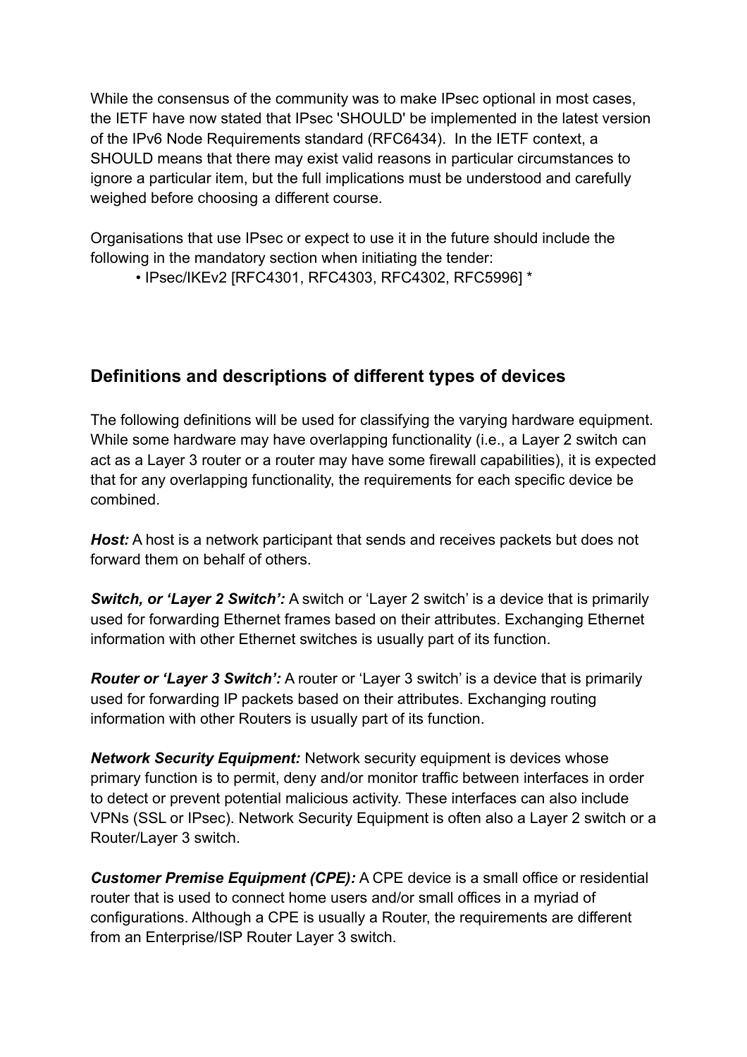While the consensus of the community was to make IPsec optional in most cases, the IETF have now stated that IPsec 'SHOULD' be implemented in the latest version of the IPv6 Node Requirements standard (RFC6434). In the IETF context, a SHOULD means that there may exist valid reasons in particular circumstances to ignore a particular item, but the full implications must be understood and carefully weighed before choosing a different course.

Organisations that use IPsec or expect to use it in the future should include the following in the mandatory section when initiating the tender:

- IPsec/IKEv2 [RFC4301, RFC4303, RFC4302, RFC5996] *

## Definitions and descriptions of different types of devices

The following definitions will be used for classifying the varying hardware equipment. While some hardware may have overlapping functionality (i.e., a Layer 2 switch can act as a Layer 3 router or a router may have some firewall capabilities), it is expected that for any overlapping functionality, the requirements for each specific device be combined.

***Host:*** A host is a network participant that sends and receives packets but does not forward them on behalf of others.

***Switch, or 'Layer 2 Switch':*** A switch or 'Layer 2 switch' is a device that is primarily used for forwarding Ethernet frames based on their attributes. Exchanging Ethernet information with other Ethernet switches is usually part of its function.

***Router or 'Layer 3 Switch':*** A router or 'Layer 3 switch' is a device that is primarily used for forwarding IP packets based on their attributes. Exchanging routing information with other Routers is usually part of its function.

***Network Security Equipment:*** Network security equipment is devices whose primary function is to permit, deny and/or monitor traffic between interfaces in order to detect or prevent potential malicious activity. These interfaces can also include VPNs (SSL or IPsec). Network Security Equipment is often also a Layer 2 switch or a Router/Layer 3 switch.

***Customer Premise Equipment (CPE):*** A CPE device is a small office or residential router that is used to connect home users and/or small offices in a myriad of configurations. Although a CPE is usually a Router, the requirements are different from an Enterprise/ISP Router Layer 3 switch.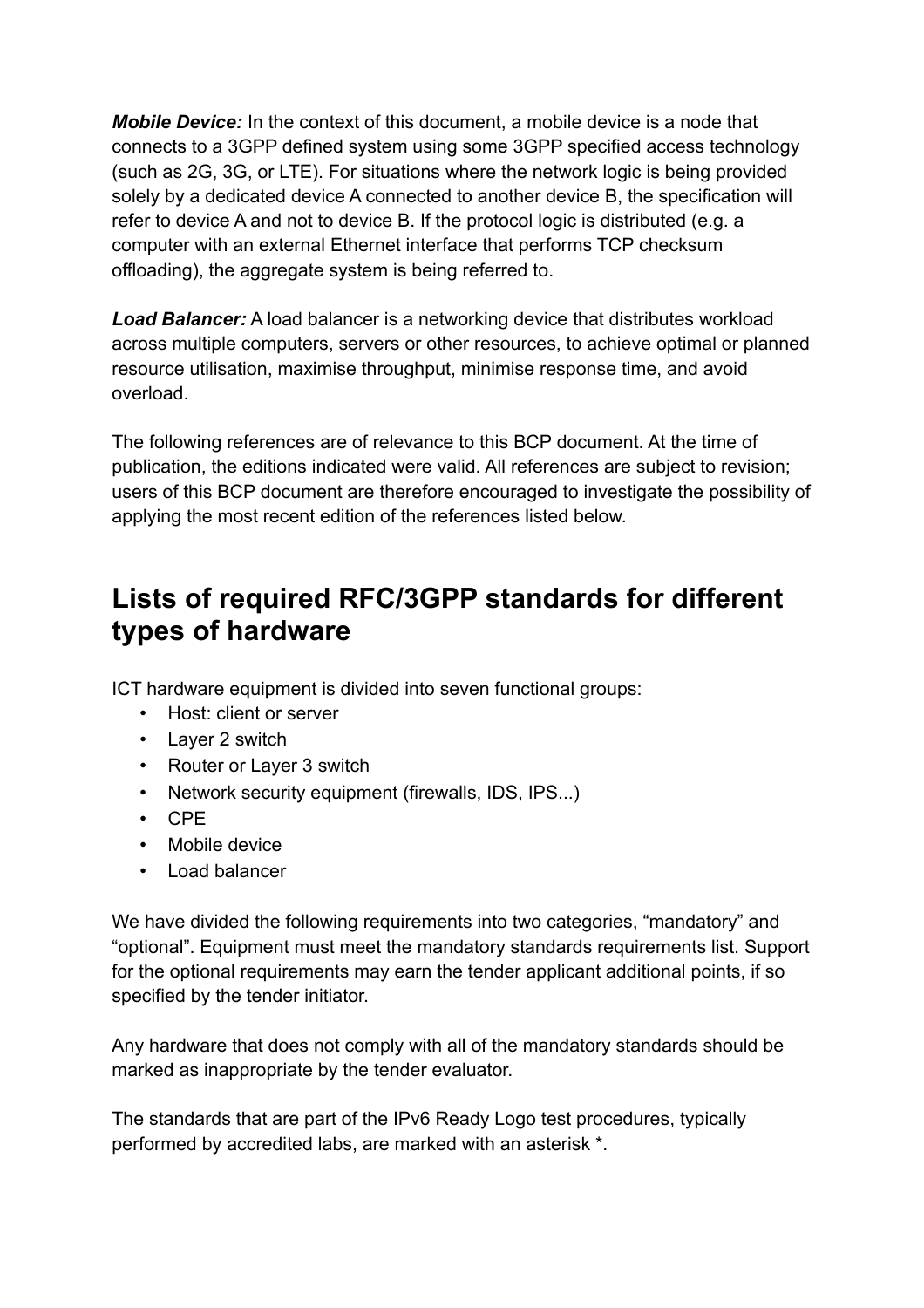***Mobile Device:*** In the context of this document, a mobile device is a node that connects to a 3GPP defined system using some 3GPP specified access technology (such as 2G, 3G, or LTE). For situations where the network logic is being provided solely by a dedicated device A connected to another device B, the specification will refer to device A and not to device B. If the protocol logic is distributed (e.g. a computer with an external Ethernet interface that performs TCP checksum offloading), the aggregate system is being referred to.

***Load Balancer:*** A load balancer is a networking device that distributes workload across multiple computers, servers or other resources, to achieve optimal or planned resource utilisation, maximise throughput, minimise response time, and avoid overload.

The following references are of relevance to this BCP document. At the time of publication, the editions indicated were valid. All references are subject to revision; users of this BCP document are therefore encouraged to investigate the possibility of applying the most recent edition of the references listed below.

## Lists of required RFC/3GPP standards for different types of hardware

ICT hardware equipment is divided into seven functional groups:

- Host: client or server
- Layer 2 switch
- Router or Layer 3 switch
- Network security equipment (firewalls, IDS, IPS...)
- CPE
- Mobile device
- Load balancer

We have divided the following requirements into two categories, "mandatory" and "optional". Equipment must meet the mandatory standards requirements list. Support for the optional requirements may earn the tender applicant additional points, if so specified by the tender initiator.

Any hardware that does not comply with all of the mandatory standards should be marked as inappropriate by the tender evaluator.

The standards that are part of the IPv6 Ready Logo test procedures, typically performed by accredited labs, are marked with an asterisk *.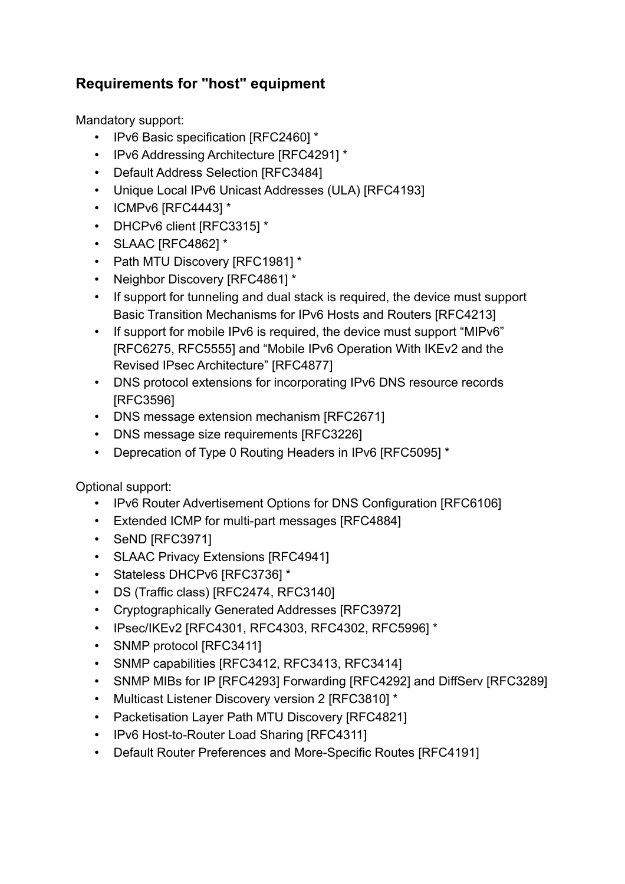## Requirements for "host" equipment

Mandatory support:

- IPv6 Basic specification [RFC2460] *
- IPv6 Addressing Architecture [RFC4291] *
- Default Address Selection [RFC3484]
- Unique Local IPv6 Unicast Addresses (ULA) [RFC4193]
- ICMPv6 [RFC4443] *
- DHCPv6 client [RFC3315] *
- SLAAC [RFC4862] *
- Path MTU Discovery [RFC1981] *
- Neighbor Discovery [RFC4861] *
- If support for tunneling and dual stack is required, the device must support Basic Transition Mechanisms for IPv6 Hosts and Routers [RFC4213]
- If support for mobile IPv6 is required, the device must support “MIPv6” [RFC6275, RFC5555] and “Mobile IPv6 Operation With IKEv2 and the Revised IPsec Architecture” [RFC4877]
- DNS protocol extensions for incorporating IPv6 DNS resource records [RFC3596]
- DNS message extension mechanism [RFC2671]
- DNS message size requirements [RFC3226]
- Deprecation of Type 0 Routing Headers in IPv6 [RFC5095] *

Optional support:

- IPv6 Router Advertisement Options for DNS Configuration [RFC6106]
- Extended ICMP for multi-part messages [RFC4884]
- SeND [RFC3971]
- SLAAC Privacy Extensions [RFC4941]
- Stateless DHCPv6 [RFC3736] *
- DS (Traffic class) [RFC2474, RFC3140]
- Cryptographically Generated Addresses [RFC3972]
- IPsec/IKEv2 [RFC4301, RFC4303, RFC4302, RFC5996] *
- SNMP protocol [RFC3411]
- SNMP capabilities [RFC3412, RFC3413, RFC3414]
- SNMP MIBs for IP [RFC4293] Forwarding [RFC4292] and DiffServ [RFC3289]
- Multicast Listener Discovery version 2 [RFC3810] *
- Packetisation Layer Path MTU Discovery [RFC4821]
- IPv6 Host-to-Router Load Sharing [RFC4311]
- Default Router Preferences and More-Specific Routes [RFC4191]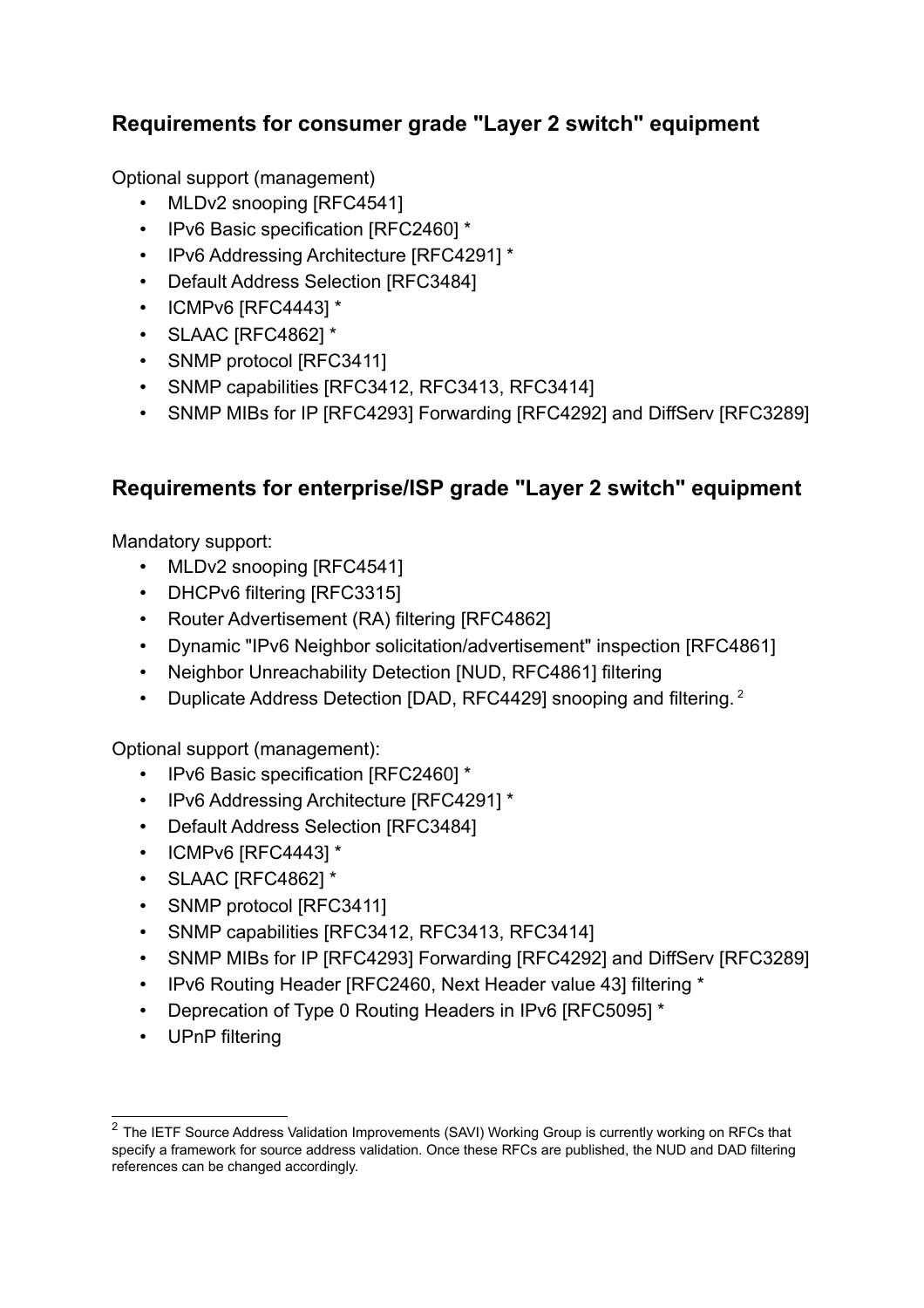## Requirements for consumer grade "Layer 2 switch" equipment

Optional support (management)

- MLDv2 snooping [RFC4541]
- IPv6 Basic specification [RFC2460] *
- IPv6 Addressing Architecture [RFC4291] *
- Default Address Selection [RFC3484]
- ICMPv6 [RFC4443] *
- SLAAC [RFC4862] *
- SNMP protocol [RFC3411]
- SNMP capabilities [RFC3412, RFC3413, RFC3414]
- SNMP MIBs for IP [RFC4293] Forwarding [RFC4292] and DiffServ [RFC3289]

## Requirements for enterprise/ISP grade "Layer 2 switch" equipment

Mandatory support:

- MLDv2 snooping [RFC4541]
- DHCPv6 filtering [RFC3315]
- Router Advertisement (RA) filtering [RFC4862]
- Dynamic "IPv6 Neighbor solicitation/advertisement" inspection [RFC4861]
- Neighbor Unreachability Detection [NUD, RFC4861] filtering
- Duplicate Address Detection [DAD, RFC4429] snooping and filtering. [2]

Optional support (management):

- IPv6 Basic specification [RFC2460] *
- IPv6 Addressing Architecture [RFC4291] *
- Default Address Selection [RFC3484]
- ICMPv6 [RFC4443] *
- SLAAC [RFC4862] *
- SNMP protocol [RFC3411]
- SNMP capabilities [RFC3412, RFC3413, RFC3414]
- SNMP MIBs for IP [RFC4293] Forwarding [RFC4292] and DiffServ [RFC3289]
- IPv6 Routing Header [RFC2460, Next Header value 43] filtering *
- Deprecation of Type 0 Routing Headers in IPv6 [RFC5095] *
- UPnP filtering

---

[2] The IETF Source Address Validation Improvements (SAVI) Working Group is currently working on RFCs that specify a framework for source address validation. Once these RFCs are published, the NUD and DAD filtering references can be changed accordingly.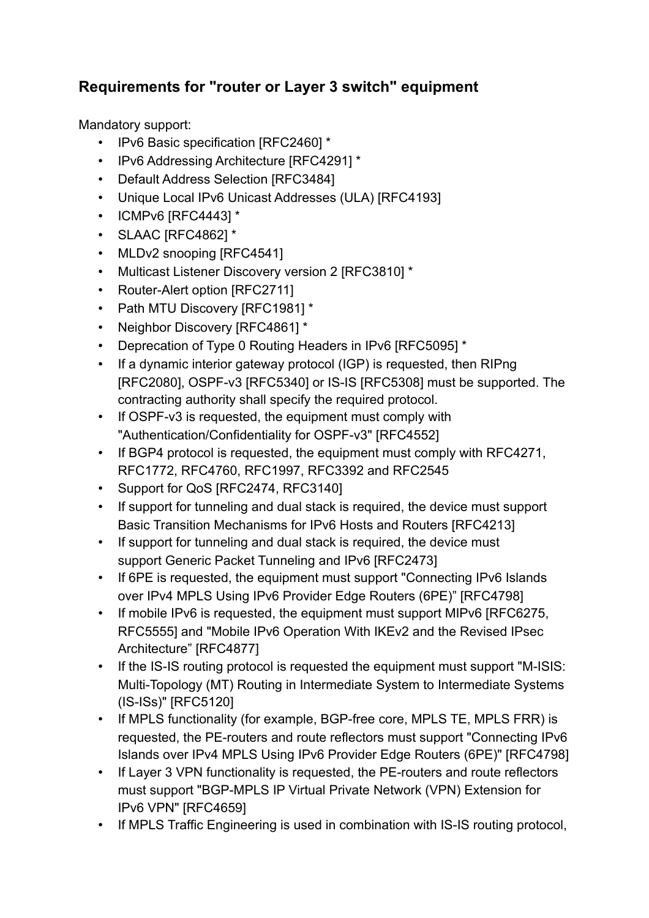## Requirements for "router or Layer 3 switch" equipment

Mandatory support:

- IPv6 Basic specification [RFC2460] *
- IPv6 Addressing Architecture [RFC4291] *
- Default Address Selection [RFC3484]
- Unique Local IPv6 Unicast Addresses (ULA) [RFC4193]
- ICMPv6 [RFC4443] *
- SLAAC [RFC4862] *
- MLDv2 snooping [RFC4541]
- Multicast Listener Discovery version 2 [RFC3810] *
- Router-Alert option [RFC2711]
- Path MTU Discovery [RFC1981] *
- Neighbor Discovery [RFC4861] *
- Deprecation of Type 0 Routing Headers in IPv6 [RFC5095] *
- If a dynamic interior gateway protocol (IGP) is requested, then RIPng [RFC2080], OSPF-v3 [RFC5340] or IS-IS [RFC5308] must be supported. The contracting authority shall specify the required protocol.
- If OSPF-v3 is requested, the equipment must comply with "Authentication/Confidentiality for OSPF-v3" [RFC4552]
- If BGP4 protocol is requested, the equipment must comply with RFC4271, RFC1772, RFC4760, RFC1997, RFC3392 and RFC2545
- Support for QoS [RFC2474, RFC3140]
- If support for tunneling and dual stack is required, the device must support Basic Transition Mechanisms for IPv6 Hosts and Routers [RFC4213]
- If support for tunneling and dual stack is required, the device must support Generic Packet Tunneling and IPv6 [RFC2473]
- If 6PE is requested, the equipment must support "Connecting IPv6 Islands over IPv4 MPLS Using IPv6 Provider Edge Routers (6PE)" [RFC4798]
- If mobile IPv6 is requested, the equipment must support MIPv6 [RFC6275, RFC5555] and "Mobile IPv6 Operation With IKEv2 and the Revised IPsec Architecture" [RFC4877]
- If the IS-IS routing protocol is requested the equipment must support "M-ISIS: Multi-Topology (MT) Routing in Intermediate System to Intermediate Systems (IS-ISs)" [RFC5120]
- If MPLS functionality (for example, BGP-free core, MPLS TE, MPLS FRR) is requested, the PE-routers and route reflectors must support "Connecting IPv6 Islands over IPv4 MPLS Using IPv6 Provider Edge Routers (6PE)" [RFC4798]
- If Layer 3 VPN functionality is requested, the PE-routers and route reflectors must support "BGP-MPLS IP Virtual Private Network (VPN) Extension for IPv6 VPN" [RFC4659]
- If MPLS Traffic Engineering is used in combination with IS-IS routing protocol,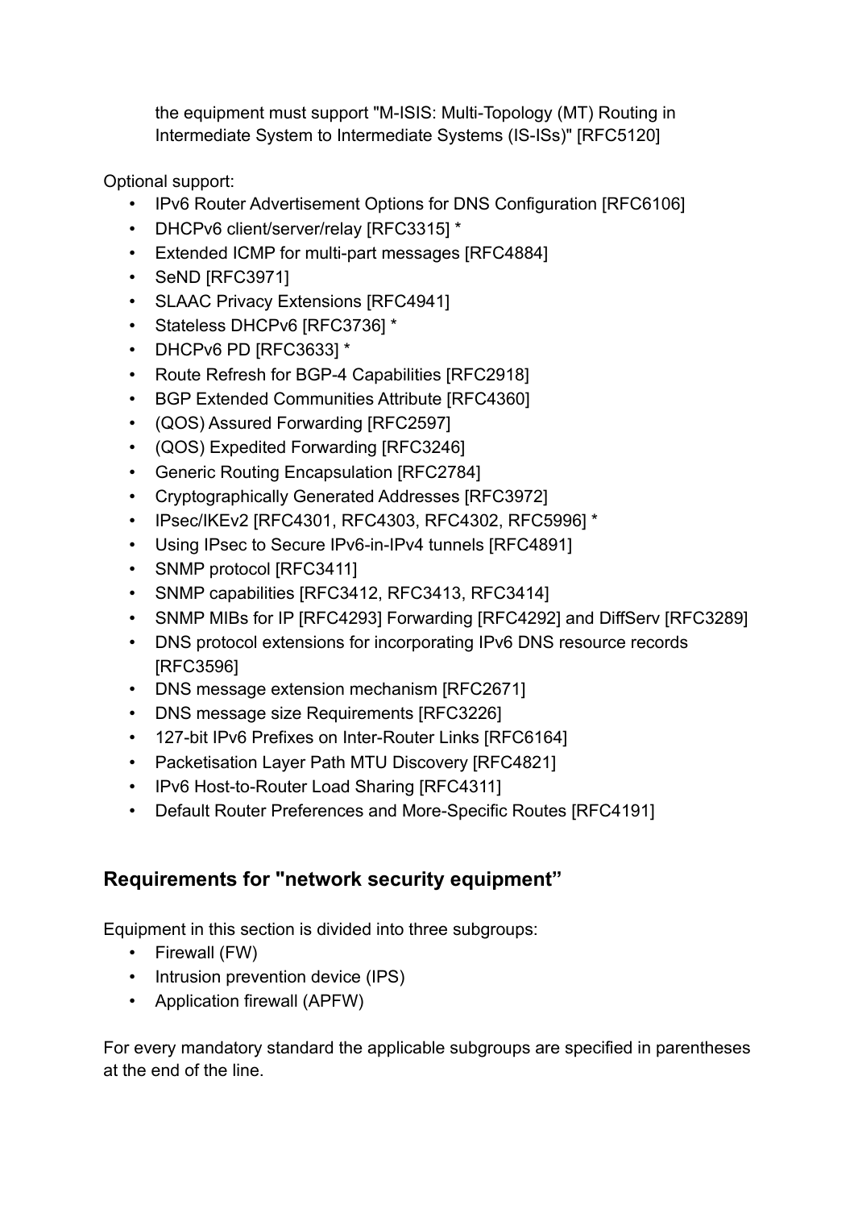the equipment must support "M-ISIS: Multi-Topology (MT) Routing in Intermediate System to Intermediate Systems (IS-ISs)" [RFC5120]

Optional support:

- IPv6 Router Advertisement Options for DNS Configuration [RFC6106]
- DHCPv6 client/server/relay [RFC3315] *
- Extended ICMP for multi-part messages [RFC4884]
- SeND [RFC3971]
- SLAAC Privacy Extensions [RFC4941]
- Stateless DHCPv6 [RFC3736] *
- DHCPv6 PD [RFC3633] *
- Route Refresh for BGP-4 Capabilities [RFC2918]
- BGP Extended Communities Attribute [RFC4360]
- (QOS) Assured Forwarding [RFC2597]
- (QOS) Expedited Forwarding [RFC3246]
- Generic Routing Encapsulation [RFC2784]
- Cryptographically Generated Addresses [RFC3972]
- IPsec/IKEv2 [RFC4301, RFC4303, RFC4302, RFC5996] *
- Using IPsec to Secure IPv6-in-IPv4 tunnels [RFC4891]
- SNMP protocol [RFC3411]
- SNMP capabilities [RFC3412, RFC3413, RFC3414]
- SNMP MIBs for IP [RFC4293] Forwarding [RFC4292] and DiffServ [RFC3289]
- DNS protocol extensions for incorporating IPv6 DNS resource records [RFC3596]
- DNS message extension mechanism [RFC2671]
- DNS message size Requirements [RFC3226]
- 127-bit IPv6 Prefixes on Inter-Router Links [RFC6164]
- Packetisation Layer Path MTU Discovery [RFC4821]
- IPv6 Host-to-Router Load Sharing [RFC4311]
- Default Router Preferences and More-Specific Routes [RFC4191]

## Requirements for "network security equipment”

Equipment in this section is divided into three subgroups:

- Firewall (FW)
- Intrusion prevention device (IPS)
- Application firewall (APFW)

For every mandatory standard the applicable subgroups are specified in parentheses at the end of the line.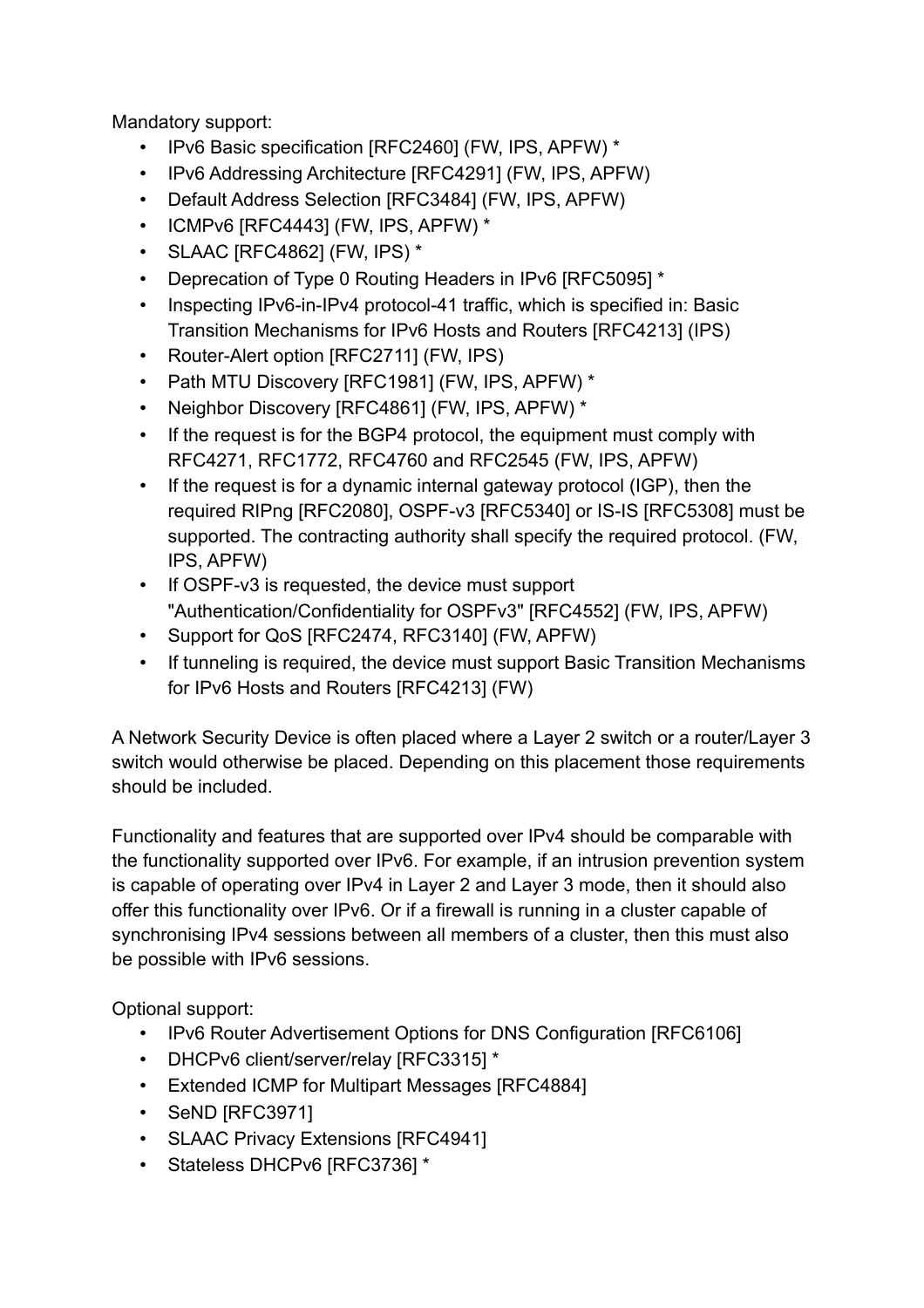Mandatory support:

- IPv6 Basic specification [RFC2460] (FW, IPS, APFW) *
- IPv6 Addressing Architecture [RFC4291] (FW, IPS, APFW)
- Default Address Selection [RFC3484] (FW, IPS, APFW)
- ICMPv6 [RFC4443] (FW, IPS, APFW) *
- SLAAC [RFC4862] (FW, IPS) *
- Deprecation of Type 0 Routing Headers in IPv6 [RFC5095] *
- Inspecting IPv6-in-IPv4 protocol-41 traffic, which is specified in: Basic Transition Mechanisms for IPv6 Hosts and Routers [RFC4213] (IPS)
- Router-Alert option [RFC2711] (FW, IPS)
- Path MTU Discovery [RFC1981] (FW, IPS, APFW) *
- Neighbor Discovery [RFC4861] (FW, IPS, APFW) *
- If the request is for the BGP4 protocol, the equipment must comply with RFC4271, RFC1772, RFC4760 and RFC2545 (FW, IPS, APFW)
- If the request is for a dynamic internal gateway protocol (IGP), then the required RIPng [RFC2080], OSPF-v3 [RFC5340] or IS-IS [RFC5308] must be supported. The contracting authority shall specify the required protocol. (FW, IPS, APFW)
- If OSPF-v3 is requested, the device must support "Authentication/Confidentiality for OSPFv3" [RFC4552] (FW, IPS, APFW)
- Support for QoS [RFC2474, RFC3140] (FW, APFW)
- If tunneling is required, the device must support Basic Transition Mechanisms for IPv6 Hosts and Routers [RFC4213] (FW)

A Network Security Device is often placed where a Layer 2 switch or a router/Layer 3 switch would otherwise be placed. Depending on this placement those requirements should be included.

Functionality and features that are supported over IPv4 should be comparable with the functionality supported over IPv6. For example, if an intrusion prevention system is capable of operating over IPv4 in Layer 2 and Layer 3 mode, then it should also offer this functionality over IPv6. Or if a firewall is running in a cluster capable of synchronising IPv4 sessions between all members of a cluster, then this must also be possible with IPv6 sessions.

Optional support:

- IPv6 Router Advertisement Options for DNS Configuration [RFC6106]
- DHCPv6 client/server/relay [RFC3315] *
- Extended ICMP for Multipart Messages [RFC4884]
- SeND [RFC3971]
- SLAAC Privacy Extensions [RFC4941]
- Stateless DHCPv6 [RFC3736] *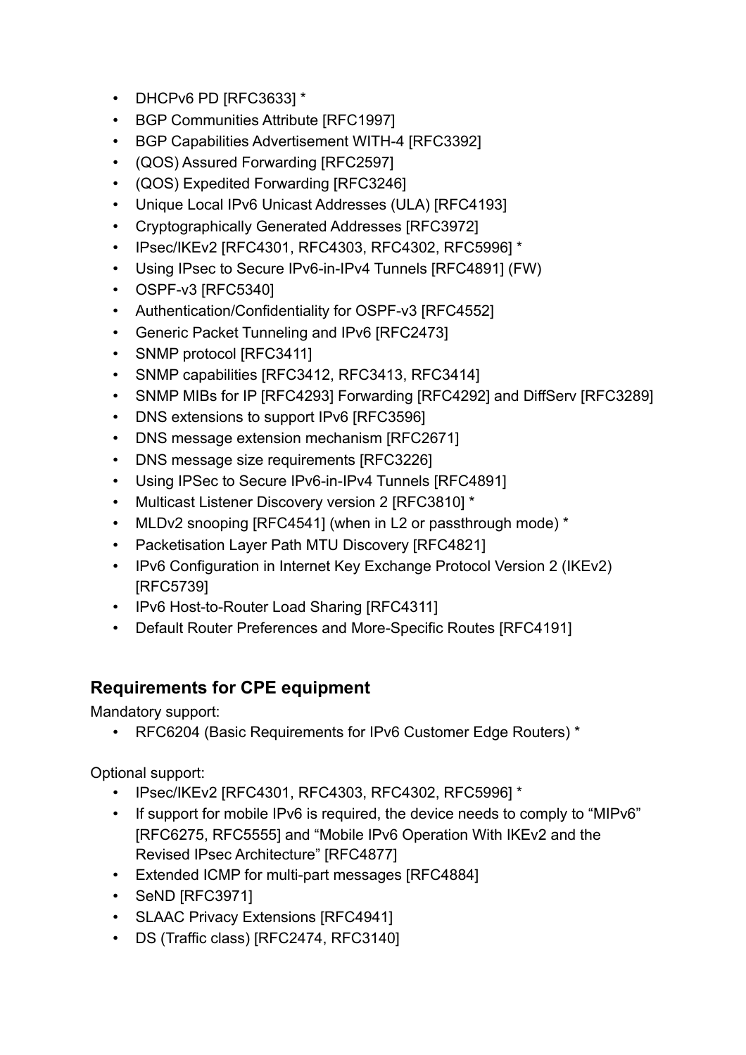- DHCPv6 PD [RFC3633] *
- BGP Communities Attribute [RFC1997]
- BGP Capabilities Advertisement WITH-4 [RFC3392]
- (QOS) Assured Forwarding [RFC2597]
- (QOS) Expedited Forwarding [RFC3246]
- Unique Local IPv6 Unicast Addresses (ULA) [RFC4193]
- Cryptographically Generated Addresses [RFC3972]
- IPsec/IKEv2 [RFC4301, RFC4303, RFC4302, RFC5996] *
- Using IPsec to Secure IPv6-in-IPv4 Tunnels [RFC4891] (FW)
- OSPF-v3 [RFC5340]
- Authentication/Confidentiality for OSPF-v3 [RFC4552]
- Generic Packet Tunneling and IPv6 [RFC2473]
- SNMP protocol [RFC3411]
- SNMP capabilities [RFC3412, RFC3413, RFC3414]
- SNMP MIBs for IP [RFC4293] Forwarding [RFC4292] and DiffServ [RFC3289]
- DNS extensions to support IPv6 [RFC3596]
- DNS message extension mechanism [RFC2671]
- DNS message size requirements [RFC3226]
- Using IPSec to Secure IPv6-in-IPv4 Tunnels [RFC4891]
- Multicast Listener Discovery version 2 [RFC3810] *
- MLDv2 snooping [RFC4541] (when in L2 or passthrough mode) *
- Packetisation Layer Path MTU Discovery [RFC4821]
- IPv6 Configuration in Internet Key Exchange Protocol Version 2 (IKEv2) [RFC5739]
- IPv6 Host-to-Router Load Sharing [RFC4311]
- Default Router Preferences and More-Specific Routes [RFC4191]

## Requirements for CPE equipment

Mandatory support:

- RFC6204 (Basic Requirements for IPv6 Customer Edge Routers) *

Optional support:

- IPsec/IKEv2 [RFC4301, RFC4303, RFC4302, RFC5996] *
- If support for mobile IPv6 is required, the device needs to comply to “MIPv6” [RFC6275, RFC5555] and “Mobile IPv6 Operation With IKEv2 and the Revised IPsec Architecture” [RFC4877]
- Extended ICMP for multi-part messages [RFC4884]
- SeND [RFC3971]
- SLAAC Privacy Extensions [RFC4941]
- DS (Traffic class) [RFC2474, RFC3140]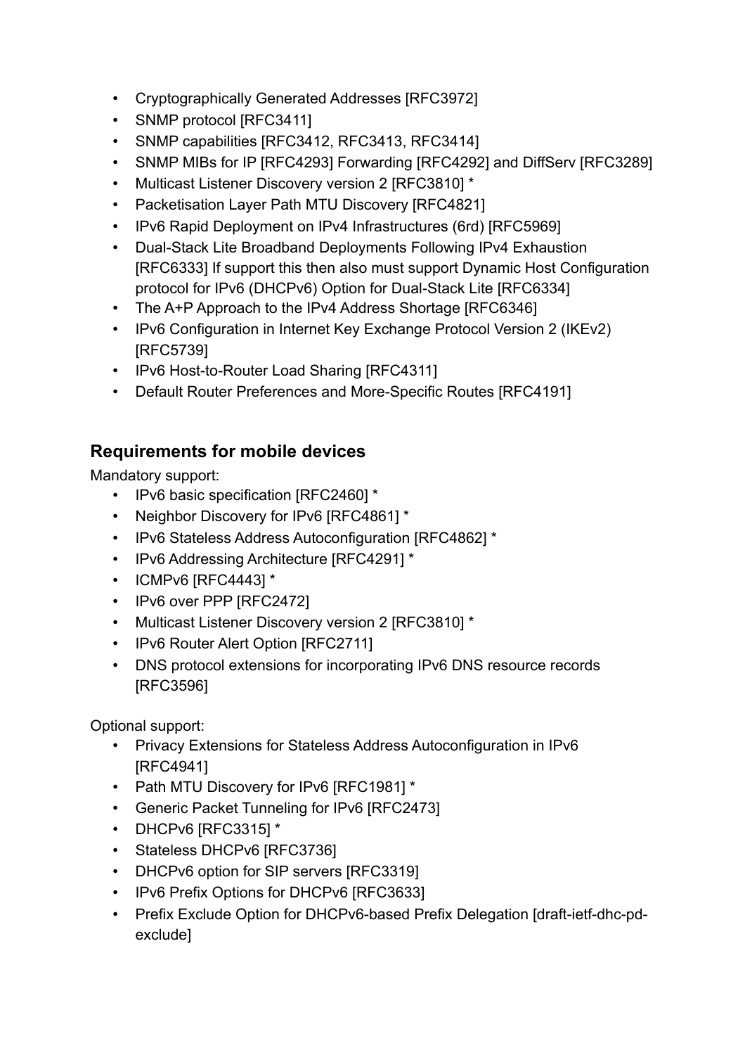- Cryptographically Generated Addresses [RFC3972]
- SNMP protocol [RFC3411]
- SNMP capabilities [RFC3412, RFC3413, RFC3414]
- SNMP MIBs for IP [RFC4293] Forwarding [RFC4292] and DiffServ [RFC3289]
- Multicast Listener Discovery version 2 [RFC3810] *
- Packetisation Layer Path MTU Discovery [RFC4821]
- IPv6 Rapid Deployment on IPv4 Infrastructures (6rd) [RFC5969]
- Dual-Stack Lite Broadband Deployments Following IPv4 Exhaustion [RFC6333] If support this then also must support Dynamic Host Configuration protocol for IPv6 (DHCPv6) Option for Dual-Stack Lite [RFC6334]
- The A+P Approach to the IPv4 Address Shortage [RFC6346]
- IPv6 Configuration in Internet Key Exchange Protocol Version 2 (IKEv2) [RFC5739]
- IPv6 Host-to-Router Load Sharing [RFC4311]
- Default Router Preferences and More-Specific Routes [RFC4191]

## Requirements for mobile devices

Mandatory support:

- IPv6 basic specification [RFC2460] *
- Neighbor Discovery for IPv6 [RFC4861] *
- IPv6 Stateless Address Autoconfiguration [RFC4862] *
- IPv6 Addressing Architecture [RFC4291] *
- ICMPv6 [RFC4443] *
- IPv6 over PPP [RFC2472]
- Multicast Listener Discovery version 2 [RFC3810] *
- IPv6 Router Alert Option [RFC2711]
- DNS protocol extensions for incorporating IPv6 DNS resource records [RFC3596]

Optional support:

- Privacy Extensions for Stateless Address Autoconfiguration in IPv6 [RFC4941]
- Path MTU Discovery for IPv6 [RFC1981] *
- Generic Packet Tunneling for IPv6 [RFC2473]
- DHCPv6 [RFC3315] *
- Stateless DHCPv6 [RFC3736]
- DHCPv6 option for SIP servers [RFC3319]
- IPv6 Prefix Options for DHCPv6 [RFC3633]
- Prefix Exclude Option for DHCPv6-based Prefix Delegation [draft-ietf-dhc-pd-exclude]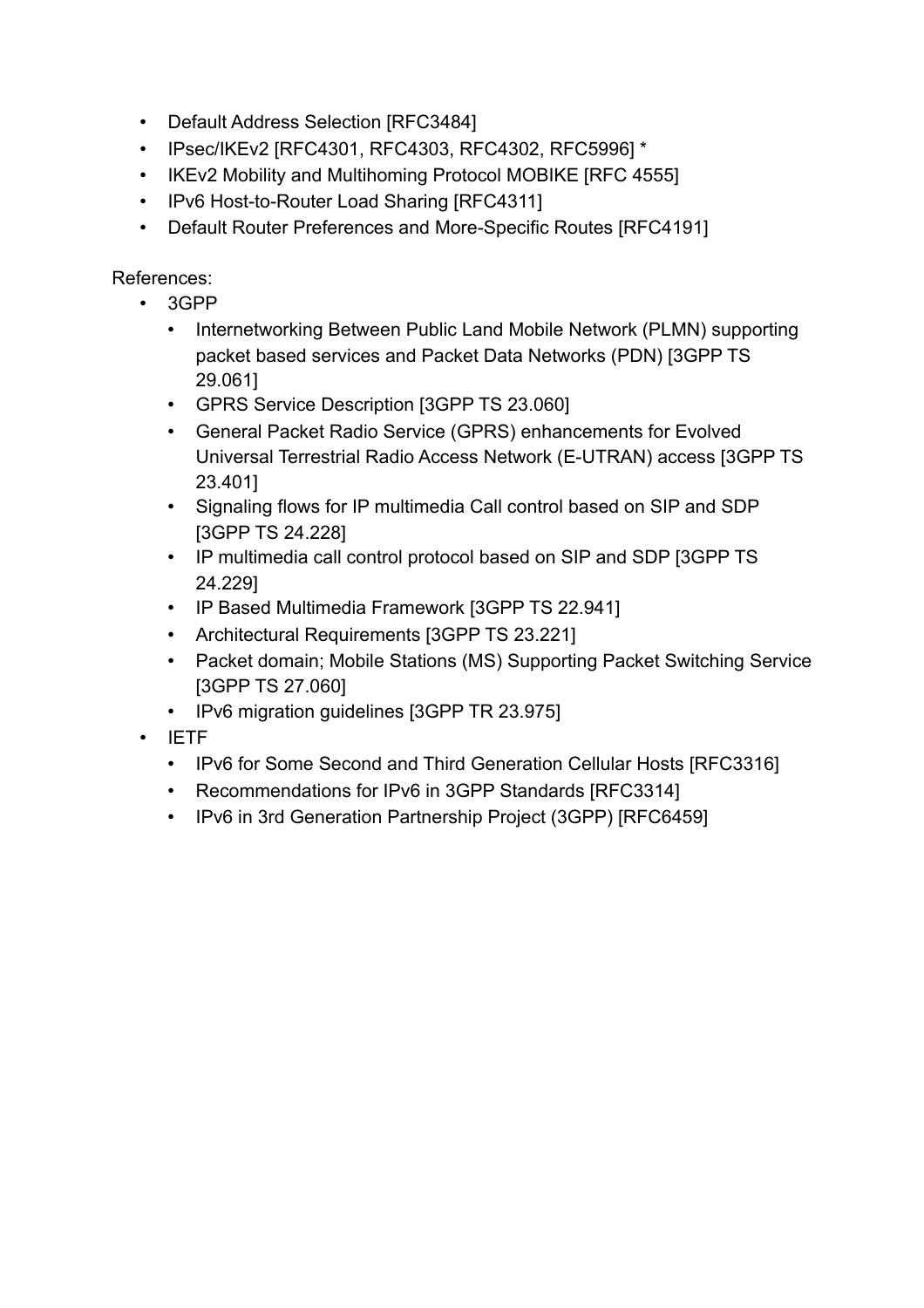- Default Address Selection [RFC3484]
- IPsec/IKEv2 [RFC4301, RFC4303, RFC4302, RFC5996] *
- IKEv2 Mobility and Multihoming Protocol MOBIKE [RFC 4555]
- IPv6 Host-to-Router Load Sharing [RFC4311]
- Default Router Preferences and More-Specific Routes [RFC4191]

References:

- 3GPP
  - Internetworking Between Public Land Mobile Network (PLMN) supporting packet based services and Packet Data Networks (PDN) [3GPP TS 29.061]
  - GPRS Service Description [3GPP TS 23.060]
  - General Packet Radio Service (GPRS) enhancements for Evolved Universal Terrestrial Radio Access Network (E-UTRAN) access [3GPP TS 23.401]
  - Signaling flows for IP multimedia Call control based on SIP and SDP [3GPP TS 24.228]
  - IP multimedia call control protocol based on SIP and SDP [3GPP TS 24.229]
  - IP Based Multimedia Framework [3GPP TS 22.941]
  - Architectural Requirements [3GPP TS 23.221]
  - Packet domain; Mobile Stations (MS) Supporting Packet Switching Service [3GPP TS 27.060]
  - IPv6 migration guidelines [3GPP TR 23.975]
- IETF
  - IPv6 for Some Second and Third Generation Cellular Hosts [RFC3316]
  - Recommendations for IPv6 in 3GPP Standards [RFC3314]
  - IPv6 in 3rd Generation Partnership Project (3GPP) [RFC6459]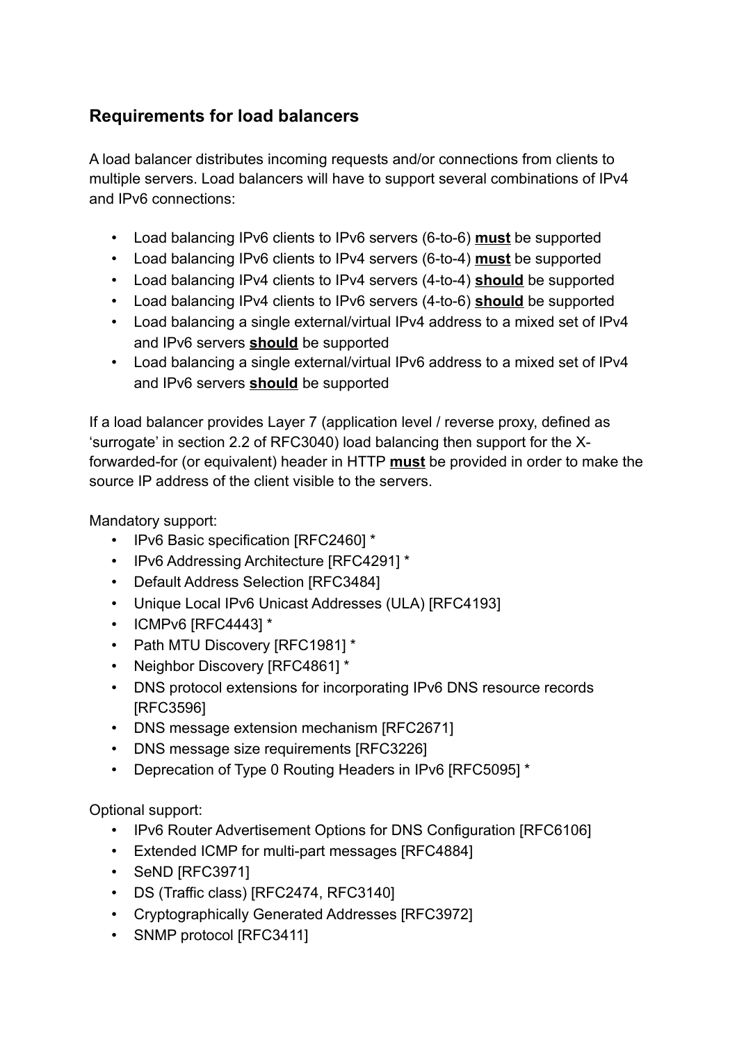## Requirements for load balancers

A load balancer distributes incoming requests and/or connections from clients to multiple servers. Load balancers will have to support several combinations of IPv4 and IPv6 connections:

- Load balancing IPv6 clients to IPv6 servers (6-to-6) **must** be supported
- Load balancing IPv6 clients to IPv4 servers (6-to-4) **must** be supported
- Load balancing IPv4 clients to IPv4 servers (4-to-4) **should** be supported
- Load balancing IPv4 clients to IPv6 servers (4-to-6) **should** be supported
- Load balancing a single external/virtual IPv4 address to a mixed set of IPv4 and IPv6 servers **should** be supported
- Load balancing a single external/virtual IPv6 address to a mixed set of IPv4 and IPv6 servers **should** be supported

If a load balancer provides Layer 7 (application level / reverse proxy, defined as 'surrogate' in section 2.2 of RFC3040) load balancing then support for the X-forwarded-for (or equivalent) header in HTTP **must** be provided in order to make the source IP address of the client visible to the servers.

Mandatory support:

- IPv6 Basic specification [RFC2460] *
- IPv6 Addressing Architecture [RFC4291] *
- Default Address Selection [RFC3484]
- Unique Local IPv6 Unicast Addresses (ULA) [RFC4193]
- ICMPv6 [RFC4443] *
- Path MTU Discovery [RFC1981] *
- Neighbor Discovery [RFC4861] *
- DNS protocol extensions for incorporating IPv6 DNS resource records [RFC3596]
- DNS message extension mechanism [RFC2671]
- DNS message size requirements [RFC3226]
- Deprecation of Type 0 Routing Headers in IPv6 [RFC5095] *

Optional support:

- IPv6 Router Advertisement Options for DNS Configuration [RFC6106]
- Extended ICMP for multi-part messages [RFC4884]
- SeND [RFC3971]
- DS (Traffic class) [RFC2474, RFC3140]
- Cryptographically Generated Addresses [RFC3972]
- SNMP protocol [RFC3411]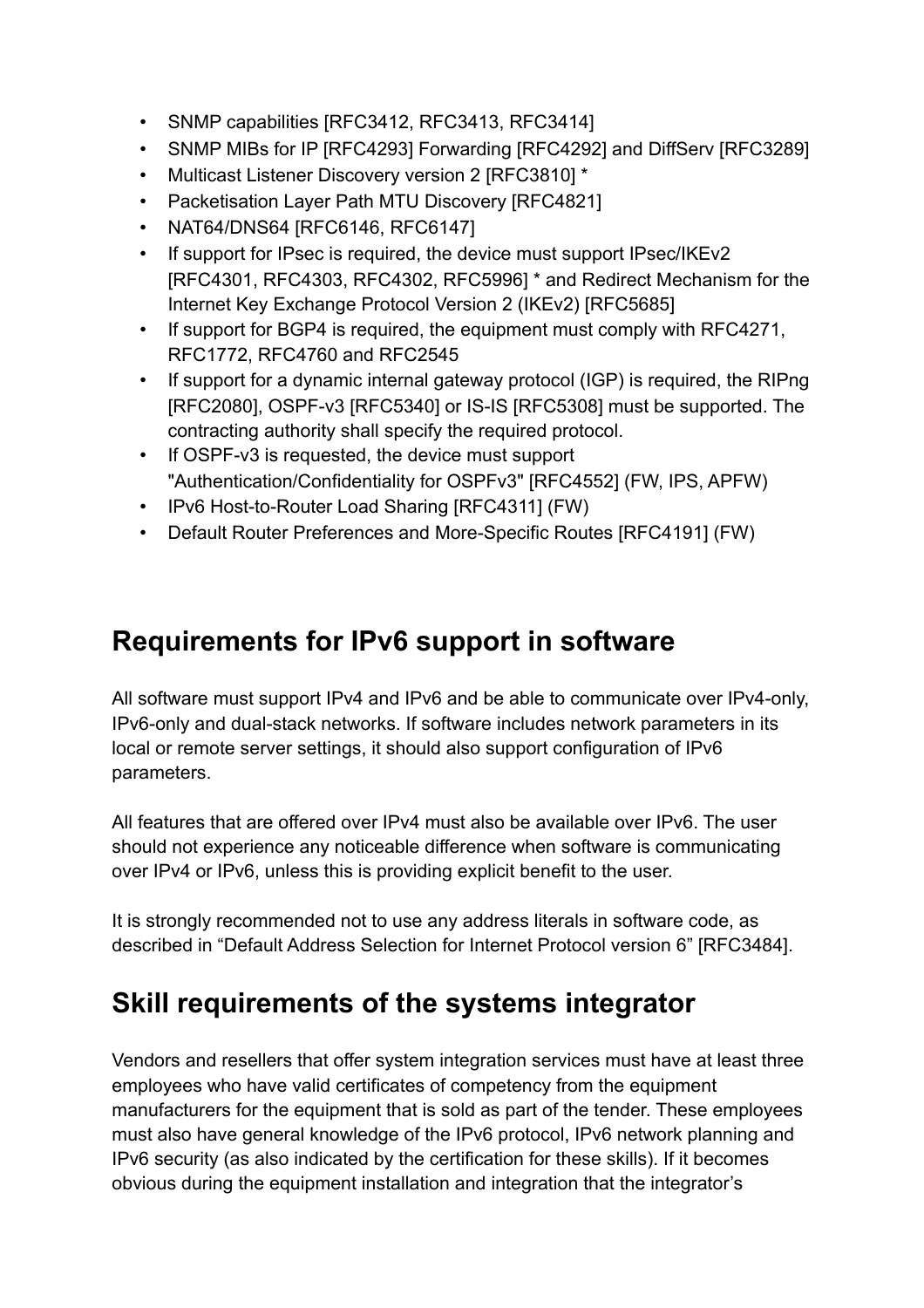- SNMP capabilities [RFC3412, RFC3413, RFC3414]
- SNMP MIBs for IP [RFC4293] Forwarding [RFC4292] and DiffServ [RFC3289]
- Multicast Listener Discovery version 2 [RFC3810] *
- Packetisation Layer Path MTU Discovery [RFC4821]
- NAT64/DNS64 [RFC6146, RFC6147]
- If support for IPsec is required, the device must support IPsec/IKEv2 [RFC4301, RFC4303, RFC4302, RFC5996] * and Redirect Mechanism for the Internet Key Exchange Protocol Version 2 (IKEv2) [RFC5685]
- If support for BGP4 is required, the equipment must comply with RFC4271, RFC1772, RFC4760 and RFC2545
- If support for a dynamic internal gateway protocol (IGP) is required, the RIPng [RFC2080], OSPF-v3 [RFC5340] or IS-IS [RFC5308] must be supported. The contracting authority shall specify the required protocol.
- If OSPF-v3 is requested, the device must support "Authentication/Confidentiality for OSPFv3" [RFC4552] (FW, IPS, APFW)
- IPv6 Host-to-Router Load Sharing [RFC4311] (FW)
- Default Router Preferences and More-Specific Routes [RFC4191] (FW)

## Requirements for IPv6 support in software

All software must support IPv4 and IPv6 and be able to communicate over IPv4-only, IPv6-only and dual-stack networks. If software includes network parameters in its local or remote server settings, it should also support configuration of IPv6 parameters.

All features that are offered over IPv4 must also be available over IPv6. The user should not experience any noticeable difference when software is communicating over IPv4 or IPv6, unless this is providing explicit benefit to the user.

It is strongly recommended not to use any address literals in software code, as described in "Default Address Selection for Internet Protocol version 6" [RFC3484].

## Skill requirements of the systems integrator

Vendors and resellers that offer system integration services must have at least three employees who have valid certificates of competency from the equipment manufacturers for the equipment that is sold as part of the tender. These employees must also have general knowledge of the IPv6 protocol, IPv6 network planning and IPv6 security (as also indicated by the certification for these skills). If it becomes obvious during the equipment installation and integration that the integrator's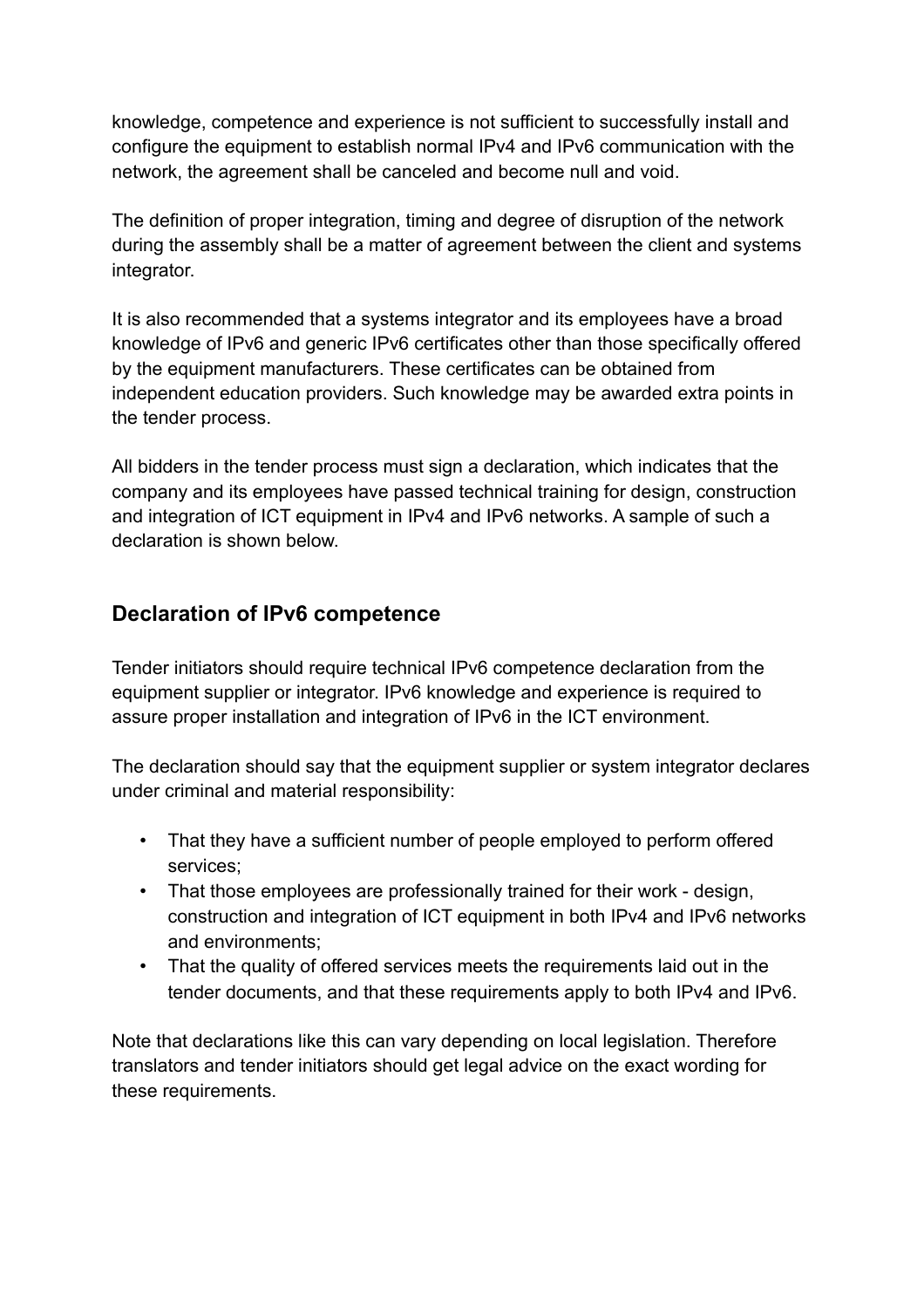knowledge, competence and experience is not sufficient to successfully install and configure the equipment to establish normal IPv4 and IPv6 communication with the network, the agreement shall be canceled and become null and void.

The definition of proper integration, timing and degree of disruption of the network during the assembly shall be a matter of agreement between the client and systems integrator.

It is also recommended that a systems integrator and its employees have a broad knowledge of IPv6 and generic IPv6 certificates other than those specifically offered by the equipment manufacturers. These certificates can be obtained from independent education providers. Such knowledge may be awarded extra points in the tender process.

All bidders in the tender process must sign a declaration, which indicates that the company and its employees have passed technical training for design, construction and integration of ICT equipment in IPv4 and IPv6 networks. A sample of such a declaration is shown below.

## Declaration of IPv6 competence

Tender initiators should require technical IPv6 competence declaration from the equipment supplier or integrator. IPv6 knowledge and experience is required to assure proper installation and integration of IPv6 in the ICT environment.

The declaration should say that the equipment supplier or system integrator declares under criminal and material responsibility:

- That they have a sufficient number of people employed to perform offered services;
- That those employees are professionally trained for their work - design, construction and integration of ICT equipment in both IPv4 and IPv6 networks and environments;
- That the quality of offered services meets the requirements laid out in the tender documents, and that these requirements apply to both IPv4 and IPv6.

Note that declarations like this can vary depending on local legislation. Therefore translators and tender initiators should get legal advice on the exact wording for these requirements.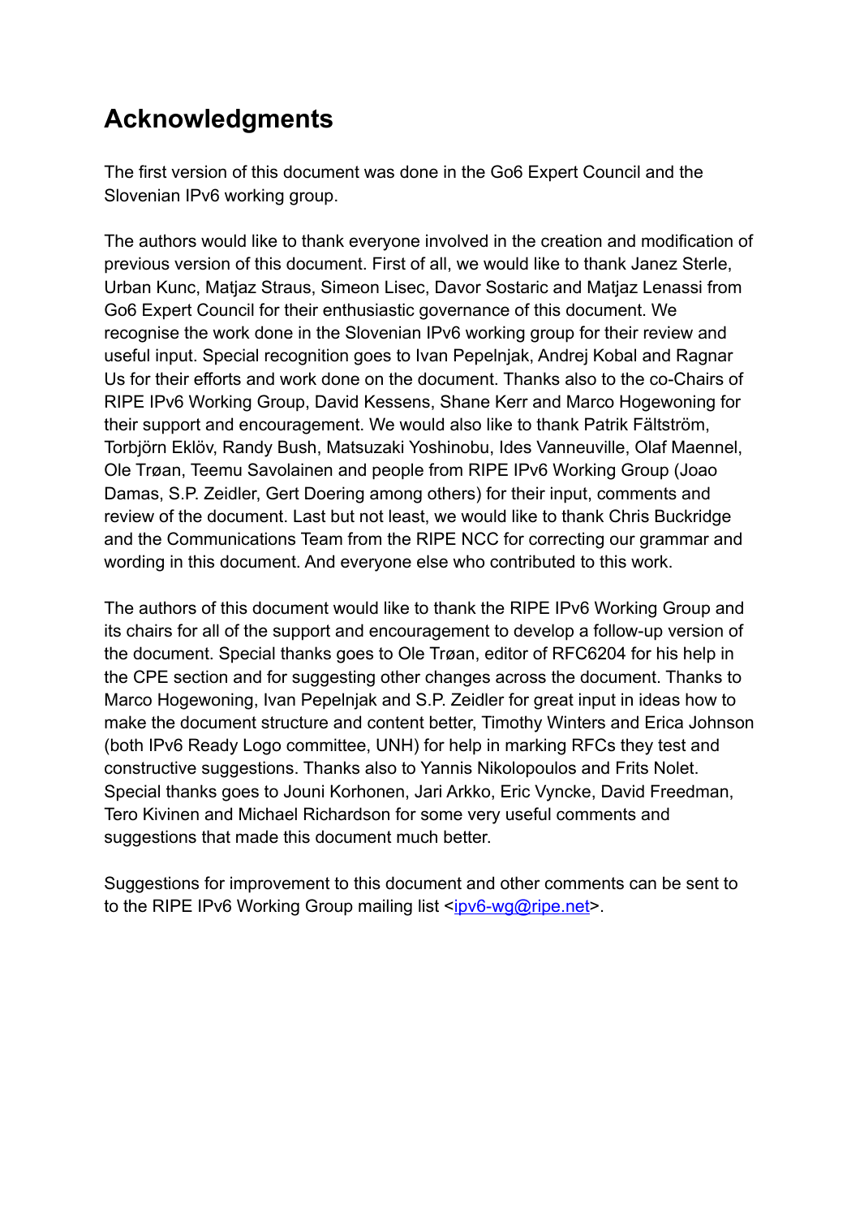## Acknowledgments

The first version of this document was done in the Go6 Expert Council and the Slovenian IPv6 working group.

The authors would like to thank everyone involved in the creation and modification of previous version of this document. First of all, we would like to thank Janez Sterle, Urban Kunc, Matjaz Straus, Simeon Lisec, Davor Sostaric and Matjaz Lenassi from Go6 Expert Council for their enthusiastic governance of this document. We recognise the work done in the Slovenian IPv6 working group for their review and useful input. Special recognition goes to Ivan Pepelnjak, Andrej Kobal and Ragnar Us for their efforts and work done on the document. Thanks also to the co-Chairs of RIPE IPv6 Working Group, David Kessens, Shane Kerr and Marco Hogewoning for their support and encouragement. We would also like to thank Patrik Fältström, Torbjörn Eklöv, Randy Bush, Matsuzaki Yoshinobu, Ides Vanneuville, Olaf Maennel, Ole Trøan, Teemu Savolainen and people from RIPE IPv6 Working Group (Joao Damas, S.P. Zeidler, Gert Doering among others) for their input, comments and review of the document. Last but not least, we would like to thank Chris Buckridge and the Communications Team from the RIPE NCC for correcting our grammar and wording in this document. And everyone else who contributed to this work.

The authors of this document would like to thank the RIPE IPv6 Working Group and its chairs for all of the support and encouragement to develop a follow-up version of the document. Special thanks goes to Ole Trøan, editor of RFC6204 for his help in the CPE section and for suggesting other changes across the document. Thanks to Marco Hogewoning, Ivan Pepelnjak and S.P. Zeidler for great input in ideas how to make the document structure and content better, Timothy Winters and Erica Johnson (both IPv6 Ready Logo committee, UNH) for help in marking RFCs they test and constructive suggestions. Thanks also to Yannis Nikolopoulos and Frits Nolet. Special thanks goes to Jouni Korhonen, Jari Arkko, Eric Vyncke, David Freedman, Tero Kivinen and Michael Richardson for some very useful comments and suggestions that made this document much better.

Suggestions for improvement to this document and other comments can be sent to to the RIPE IPv6 Working Group mailing list <ipv6-wg@ripe.net>.